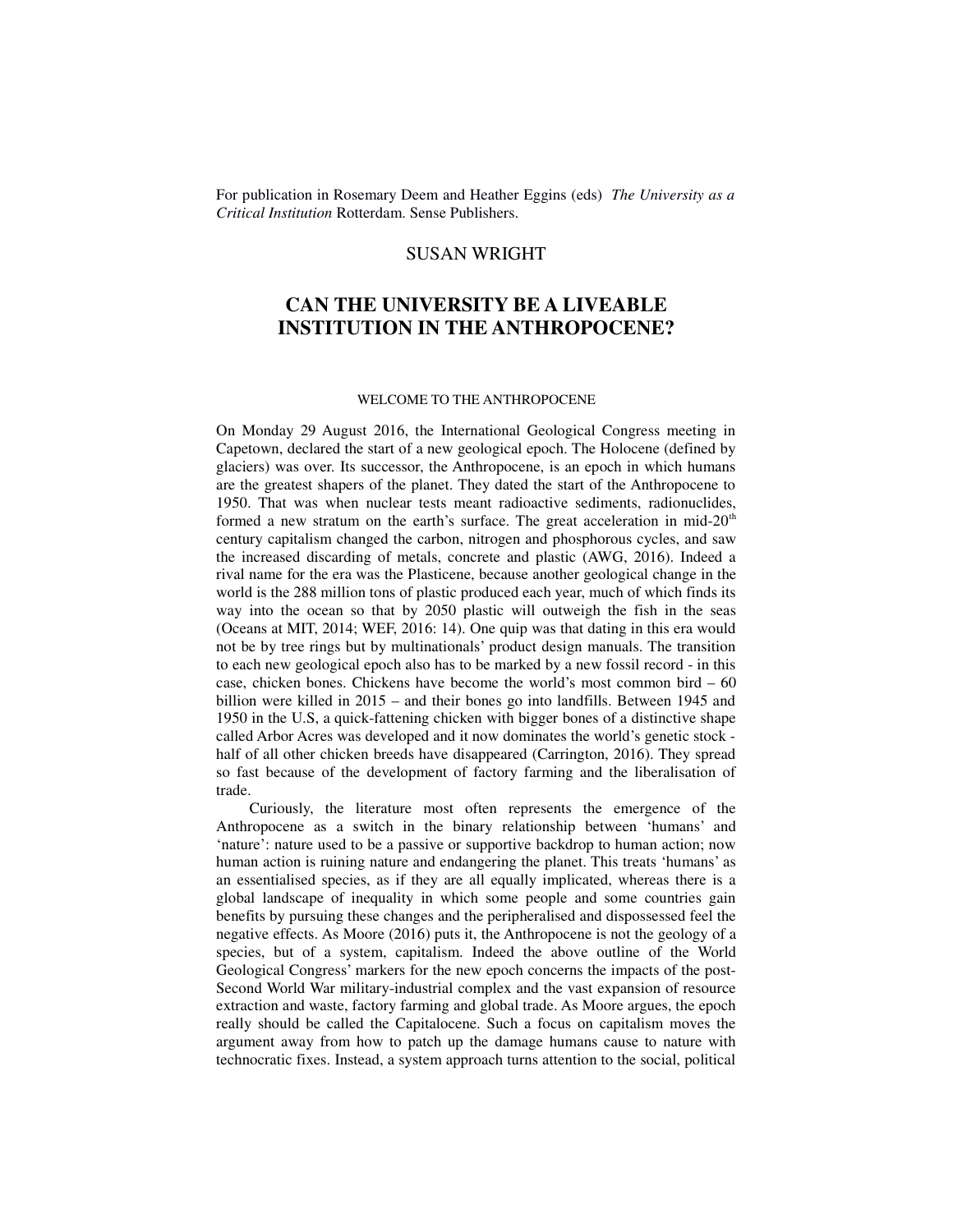For publication in Rosemary Deem and Heather Eggins (eds) *The University as a Critical Institution* Rotterdam. Sense Publishers.

SUSAN WRIGHT

# CAN THE UNIVERSITY BE A LIVEABLE INSTITUTION IN THE ANTHROPOCENE?

## WELCOME TO THE ANTHROPOCENE

On Monday 29 August 2016, the International Geological Congress meeting in Capetown, declared the start of a new geological epoch. The Holocene (defined by glaciers) was over. Its successor, the Anthropocene, is an epoch in which humans are the greatest shapers of the planet. They dated the start of the Anthropocene to 1950. That was when nuclear tests meant radioactive sediments, radionuclides, formed a new stratum on the earth's surface. The great acceleration in mid-20th century capitalism changed the carbon, nitrogen and phosphorous cycles, and saw the increased discarding of metals, concrete and plastic (AWG, 2016). Indeed a rival name for the era was the Plasticene, because another geological change in the world is the 288 million tons of plastic produced each year, much of which finds its way into the ocean so that by 2050 plastic will outweigh the fish in the seas (Oceans at MIT, 2014; WEF, 2016: 14). One quip was that dating in this era would not be by tree rings but by multinationals' product design manuals. The transition to each new geological epoch also has to be marked by a new fossil record - in this case, chicken bones. Chickens have become the world's most common bird – 60 billion were killed in 2015 – and their bones go into landfills. Between 1945 and 1950 in the U.S, a quick-fattening chicken with bigger bones of a distinctive shape called Arbor Acres was developed and it now dominates the world's genetic stock - half of all other chicken breeds have disappeared (Carrington, 2016). They spread so fast because of the development of factory farming and the liberalisation of trade.

Curiously, the literature most often represents the emergence of the Anthropocene as a switch in the binary relationship between 'humans' and 'nature': nature used to be a passive or supportive backdrop to human action; now human action is ruining nature and endangering the planet. This treats 'humans' as an essentialised species, as if they are all equally implicated, whereas there is a global landscape of inequality in which some people and some countries gain benefits by pursuing these changes and the peripheralised and dispossessed feel the negative effects. As Moore (2016) puts it, the Anthropocene is not the geology of a species, but of a system, capitalism. Indeed the above outline of the World Geological Congress' markers for the new epoch concerns the impacts of the post-Second World War military-industrial complex and the vast expansion of resource extraction and waste, factory farming and global trade. As Moore argues, the epoch really should be called the Capitalocene. Such a focus on capitalism moves the argument away from how to patch up the damage humans cause to nature with technocratic fixes. Instead, a system approach turns attention to the social, political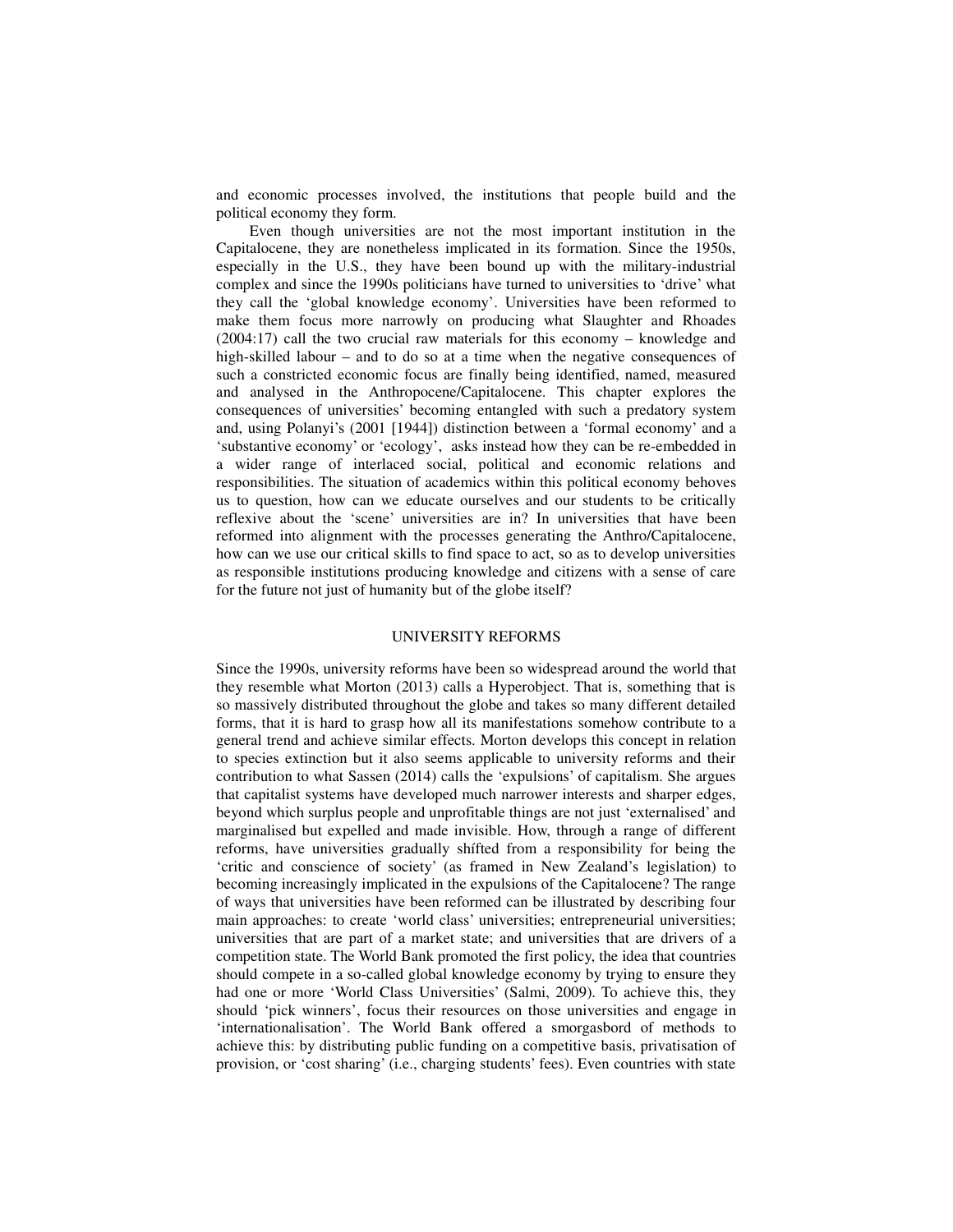and economic processes involved, the institutions that people build and the political economy they form.

Even though universities are not the most important institution in the Capitalocene, they are nonetheless implicated in its formation. Since the 1950s, especially in the U.S., they have been bound up with the military-industrial complex and since the 1990s politicians have turned to universities to 'drive' what they call the 'global knowledge economy'. Universities have been reformed to make them focus more narrowly on producing what Slaughter and Rhoades (2004:17) call the two crucial raw materials for this economy – knowledge and high-skilled labour – and to do so at a time when the negative consequences of such a constricted economic focus are finally being identified, named, measured and analysed in the Anthropocene/Capitalocene. This chapter explores the consequences of universities' becoming entangled with such a predatory system and, using Polanyi's (2001 [1944]) distinction between a 'formal economy' and a 'substantive economy' or 'ecology', asks instead how they can be re-embedded in a wider range of interlaced social, political and economic relations and responsibilities. The situation of academics within this political economy behoves us to question, how can we educate ourselves and our students to be critically reflexive about the 'scene' universities are in? In universities that have been reformed into alignment with the processes generating the Anthro/Capitalocene, how can we use our critical skills to find space to act, so as to develop universities as responsible institutions producing knowledge and citizens with a sense of care for the future not just of humanity but of the globe itself?

## UNIVERSITY REFORMS

Since the 1990s, university reforms have been so widespread around the world that they resemble what Morton (2013) calls a Hyperobject. That is, something that is so massively distributed throughout the globe and takes so many different detailed forms, that it is hard to grasp how all its manifestations somehow contribute to a general trend and achieve similar effects. Morton develops this concept in relation to species extinction but it also seems applicable to university reforms and their contribution to what Sassen (2014) calls the 'expulsions' of capitalism. She argues that capitalist systems have developed much narrower interests and sharper edges, beyond which surplus people and unprofitable things are not just 'externalised' and marginalised but expelled and made invisible. How, through a range of different reforms, have universities gradually shifted from a responsibility for being the 'critic and conscience of society' (as framed in New Zealand's legislation) to becoming increasingly implicated in the expulsions of the Capitalocene? The range of ways that universities have been reformed can be illustrated by describing four main approaches: to create 'world class' universities; entrepreneurial universities; universities that are part of a market state; and universities that are drivers of a competition state. The World Bank promoted the first policy, the idea that countries should compete in a so-called global knowledge economy by trying to ensure they had one or more 'World Class Universities' (Salmi, 2009). To achieve this, they should 'pick winners', focus their resources on those universities and engage in 'internationalisation'. The World Bank offered a smorgasbord of methods to achieve this: by distributing public funding on a competitive basis, privatisation of provision, or 'cost sharing' (i.e., charging students' fees). Even countries with state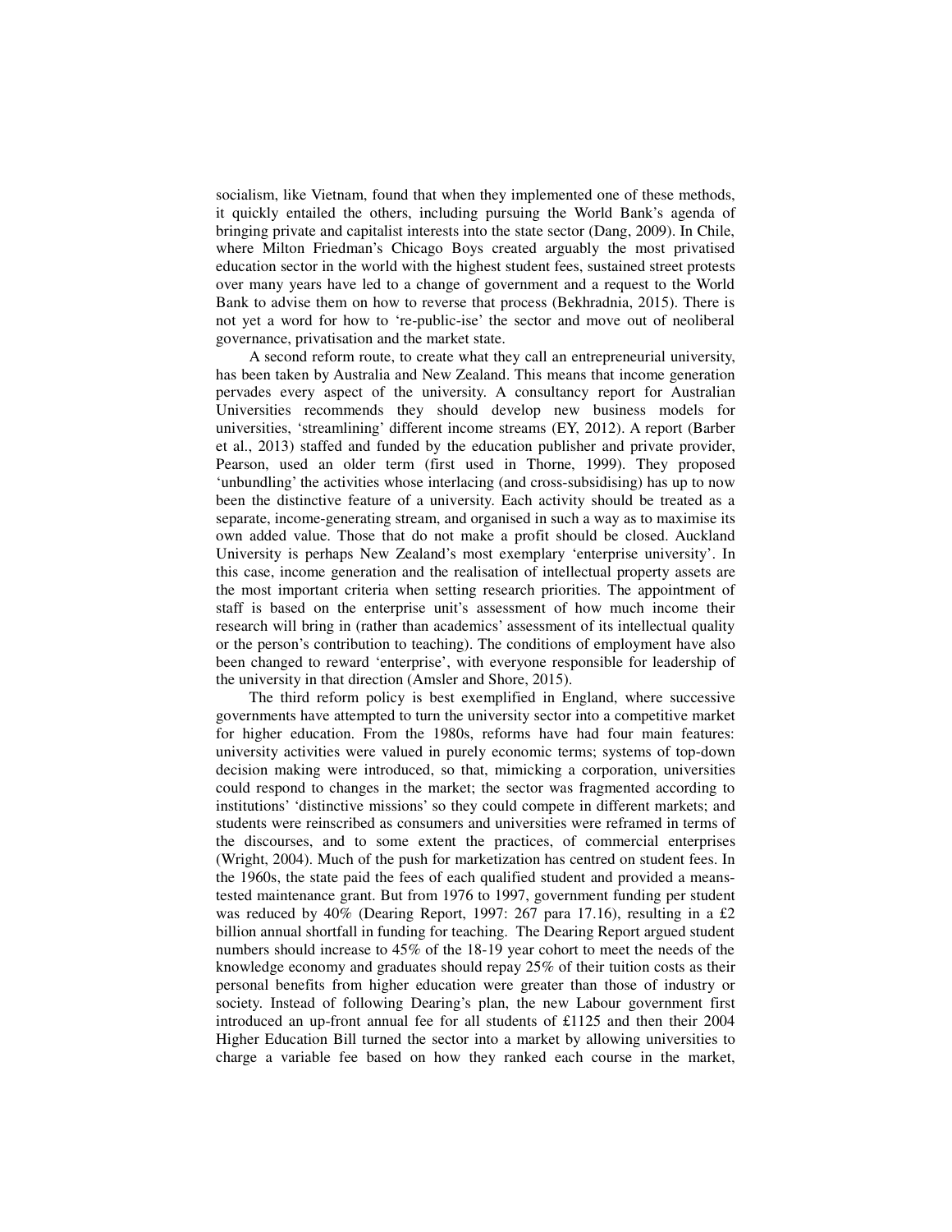socialism, like Vietnam, found that when they implemented one of these methods, it quickly entailed the others, including pursuing the World Bank's agenda of bringing private and capitalist interests into the state sector (Dang, 2009). In Chile, where Milton Friedman's Chicago Boys created arguably the most privatised education sector in the world with the highest student fees, sustained street protests over many years have led to a change of government and a request to the World Bank to advise them on how to reverse that process (Bekhradnia, 2015). There is not yet a word for how to 're-public-ise' the sector and move out of neoliberal governance, privatisation and the market state.

A second reform route, to create what they call an entrepreneurial university, has been taken by Australia and New Zealand. This means that income generation pervades every aspect of the university. A consultancy report for Australian Universities recommends they should develop new business models for universities, 'streamlining' different income streams (EY, 2012). A report (Barber et al., 2013) staffed and funded by the education publisher and private provider, Pearson, used an older term (first used in Thorne, 1999). They proposed 'unbundling' the activities whose interlacing (and cross-subsidising) has up to now been the distinctive feature of a university. Each activity should be treated as a separate, income-generating stream, and organised in such a way as to maximise its own added value. Those that do not make a profit should be closed. Auckland University is perhaps New Zealand's most exemplary 'enterprise university'. In this case, income generation and the realisation of intellectual property assets are the most important criteria when setting research priorities. The appointment of staff is based on the enterprise unit's assessment of how much income their research will bring in (rather than academics' assessment of its intellectual quality or the person's contribution to teaching). The conditions of employment have also been changed to reward 'enterprise', with everyone responsible for leadership of the university in that direction (Amsler and Shore, 2015).

The third reform policy is best exemplified in England, where successive governments have attempted to turn the university sector into a competitive market for higher education. From the 1980s, reforms have had four main features: university activities were valued in purely economic terms; systems of top-down decision making were introduced, so that, mimicking a corporation, universities could respond to changes in the market; the sector was fragmented according to institutions' 'distinctive missions' so they could compete in different markets; and students were reinscribed as consumers and universities were reframed in terms of the discourses, and to some extent the practices, of commercial enterprises (Wright, 2004). Much of the push for marketization has centred on student fees. In the 1960s, the state paid the fees of each qualified student and provided a means-tested maintenance grant. But from 1976 to 1997, government funding per student was reduced by 40% (Dearing Report, 1997: 267 para 17.16), resulting in a £2 billion annual shortfall in funding for teaching. The Dearing Report argued student numbers should increase to 45% of the 18-19 year cohort to meet the needs of the knowledge economy and graduates should repay 25% of their tuition costs as their personal benefits from higher education were greater than those of industry or society. Instead of following Dearing's plan, the new Labour government first introduced an up-front annual fee for all students of £1125 and then their 2004 Higher Education Bill turned the sector into a market by allowing universities to charge a variable fee based on how they ranked each course in the market,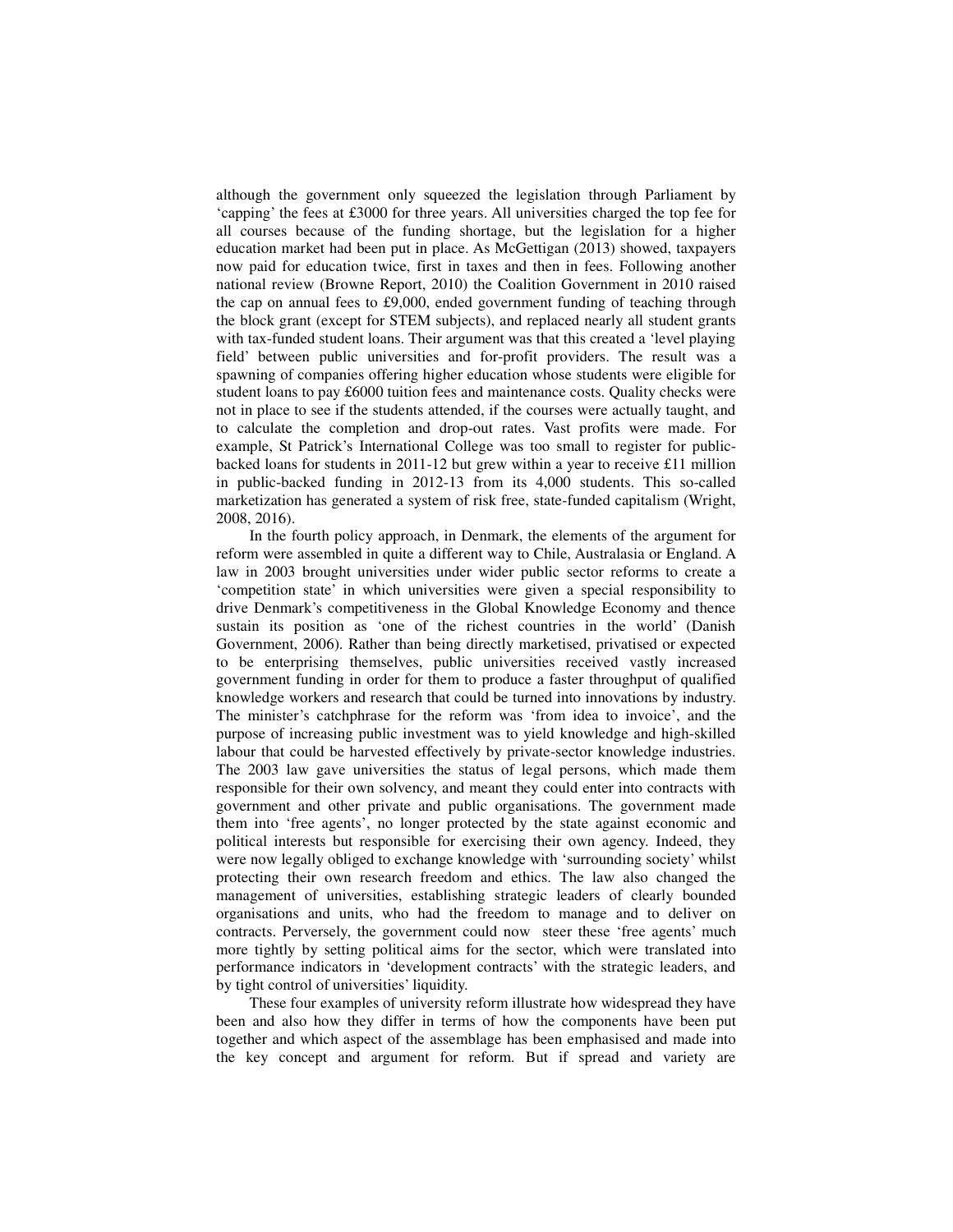although the government only squeezed the legislation through Parliament by 'capping' the fees at £3000 for three years. All universities charged the top fee for all courses because of the funding shortage, but the legislation for a higher education market had been put in place. As McGettigan (2013) showed, taxpayers now paid for education twice, first in taxes and then in fees. Following another national review (Browne Report, 2010) the Coalition Government in 2010 raised the cap on annual fees to £9,000, ended government funding of teaching through the block grant (except for STEM subjects), and replaced nearly all student grants with tax-funded student loans. Their argument was that this created a 'level playing field' between public universities and for-profit providers. The result was a spawning of companies offering higher education whose students were eligible for student loans to pay £6000 tuition fees and maintenance costs. Quality checks were not in place to see if the students attended, if the courses were actually taught, and to calculate the completion and drop-out rates. Vast profits were made. For example, St Patrick's International College was too small to register for public-backed loans for students in 2011-12 but grew within a year to receive £11 million in public-backed funding in 2012-13 from its 4,000 students. This so-called marketization has generated a system of risk free, state-funded capitalism (Wright, 2008, 2016).

In the fourth policy approach, in Denmark, the elements of the argument for reform were assembled in quite a different way to Chile, Australasia or England. A law in 2003 brought universities under wider public sector reforms to create a 'competition state' in which universities were given a special responsibility to drive Denmark's competitiveness in the Global Knowledge Economy and thence sustain its position as 'one of the richest countries in the world' (Danish Government, 2006). Rather than being directly marketised, privatised or expected to be enterprising themselves, public universities received vastly increased government funding in order for them to produce a faster throughput of qualified knowledge workers and research that could be turned into innovations by industry. The minister's catchphrase for the reform was 'from idea to invoice', and the purpose of increasing public investment was to yield knowledge and high-skilled labour that could be harvested effectively by private-sector knowledge industries. The 2003 law gave universities the status of legal persons, which made them responsible for their own solvency, and meant they could enter into contracts with government and other private and public organisations. The government made them into 'free agents', no longer protected by the state against economic and political interests but responsible for exercising their own agency. Indeed, they were now legally obliged to exchange knowledge with 'surrounding society' whilst protecting their own research freedom and ethics. The law also changed the management of universities, establishing strategic leaders of clearly bounded organisations and units, who had the freedom to manage and to deliver on contracts. Perversely, the government could now steer these 'free agents' much more tightly by setting political aims for the sector, which were translated into performance indicators in 'development contracts' with the strategic leaders, and by tight control of universities' liquidity.

These four examples of university reform illustrate how widespread they have been and also how they differ in terms of how the components have been put together and which aspect of the assemblage has been emphasised and made into the key concept and argument for reform. But if spread and variety are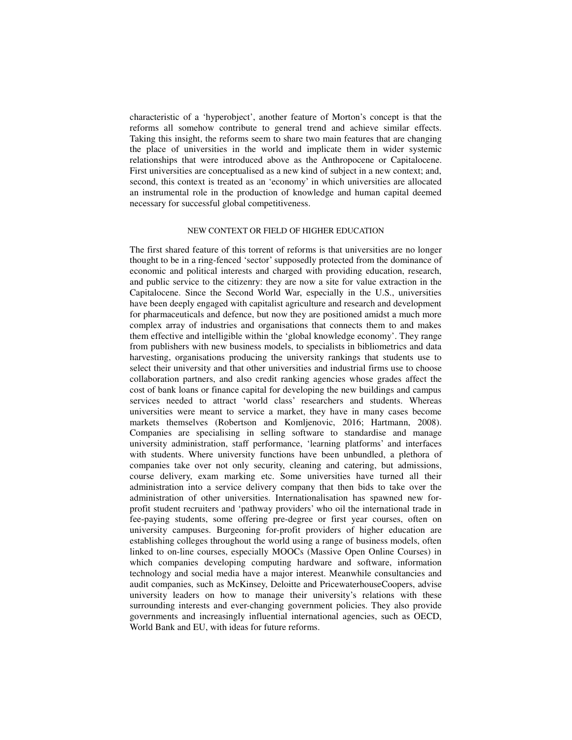characteristic of a 'hyperobject', another feature of Morton's concept is that the reforms all somehow contribute to general trend and achieve similar effects. Taking this insight, the reforms seem to share two main features that are changing the place of universities in the world and implicate them in wider systemic relationships that were introduced above as the Anthropocene or Capitalocene. First universities are conceptualised as a new kind of subject in a new context; and, second, this context is treated as an 'economy' in which universities are allocated an instrumental role in the production of knowledge and human capital deemed necessary for successful global competitiveness.

## NEW CONTEXT OR FIELD OF HIGHER EDUCATION

The first shared feature of this torrent of reforms is that universities are no longer thought to be in a ring-fenced 'sector' supposedly protected from the dominance of economic and political interests and charged with providing education, research, and public service to the citizenry: they are now a site for value extraction in the Capitalocene. Since the Second World War, especially in the U.S., universities have been deeply engaged with capitalist agriculture and research and development for pharmaceuticals and defence, but now they are positioned amidst a much more complex array of industries and organisations that connects them to and makes them effective and intelligible within the 'global knowledge economy'. They range from publishers with new business models, to specialists in bibliometrics and data harvesting, organisations producing the university rankings that students use to select their university and that other universities and industrial firms use to choose collaboration partners, and also credit ranking agencies whose grades affect the cost of bank loans or finance capital for developing the new buildings and campus services needed to attract 'world class' researchers and students. Whereas universities were meant to service a market, they have in many cases become markets themselves (Robertson and Komljenovic, 2016; Hartmann, 2008). Companies are specialising in selling software to standardise and manage university administration, staff performance, 'learning platforms' and interfaces with students. Where university functions have been unbundled, a plethora of companies take over not only security, cleaning and catering, but admissions, course delivery, exam marking etc. Some universities have turned all their administration into a service delivery company that then bids to take over the administration of other universities. Internationalisation has spawned new for-profit student recruiters and 'pathway providers' who oil the international trade in fee-paying students, some offering pre-degree or first year courses, often on university campuses. Burgeoning for-profit providers of higher education are establishing colleges throughout the world using a range of business models, often linked to on-line courses, especially MOOCs (Massive Open Online Courses) in which companies developing computing hardware and software, information technology and social media have a major interest. Meanwhile consultancies and audit companies, such as McKinsey, Deloitte and PricewaterhouseCoopers, advise university leaders on how to manage their university's relations with these surrounding interests and ever-changing government policies. They also provide governments and increasingly influential international agencies, such as OECD, World Bank and EU, with ideas for future reforms.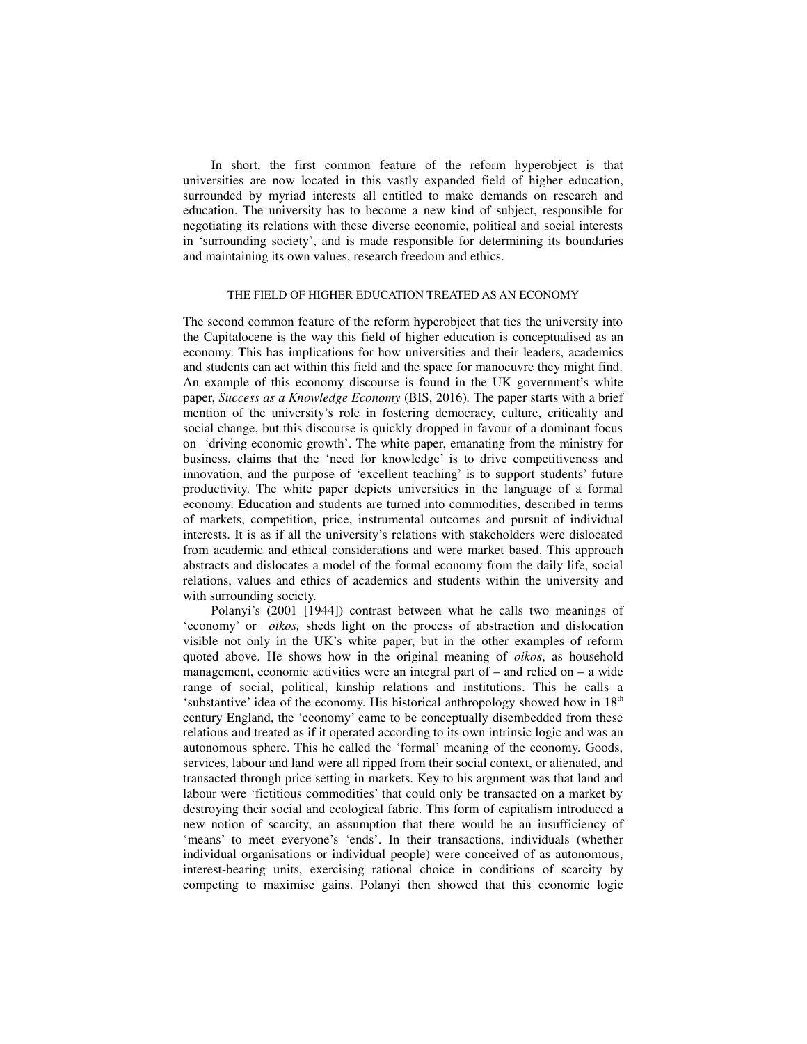In short, the first common feature of the reform hyperobject is that universities are now located in this vastly expanded field of higher education, surrounded by myriad interests all entitled to make demands on research and education. The university has to become a new kind of subject, responsible for negotiating its relations with these diverse economic, political and social interests in 'surrounding society', and is made responsible for determining its boundaries and maintaining its own values, research freedom and ethics.

## THE FIELD OF HIGHER EDUCATION TREATED AS AN ECONOMY

The second common feature of the reform hyperobject that ties the university into the Capitalocene is the way this field of higher education is conceptualised as an economy. This has implications for how universities and their leaders, academics and students can act within this field and the space for manoeuvre they might find. An example of this economy discourse is found in the UK government's white paper, *Success as a Knowledge Economy* (BIS, 2016). The paper starts with a brief mention of the university's role in fostering democracy, culture, criticality and social change, but this discourse is quickly dropped in favour of a dominant focus on 'driving economic growth'. The white paper, emanating from the ministry for business, claims that the 'need for knowledge' is to drive competitiveness and innovation, and the purpose of 'excellent teaching' is to support students' future productivity. The white paper depicts universities in the language of a formal economy. Education and students are turned into commodities, described in terms of markets, competition, price, instrumental outcomes and pursuit of individual interests. It is as if all the university's relations with stakeholders were dislocated from academic and ethical considerations and were market based. This approach abstracts and dislocates a model of the formal economy from the daily life, social relations, values and ethics of academics and students within the university and with surrounding society.

Polanyi's (2001 [1944]) contrast between what he calls two meanings of 'economy' or *oikos,* sheds light on the process of abstraction and dislocation visible not only in the UK's white paper, but in the other examples of reform quoted above. He shows how in the original meaning of *oikos*, as household management, economic activities were an integral part of – and relied on – a wide range of social, political, kinship relations and institutions. This he calls a 'substantive' idea of the economy. His historical anthropology showed how in 18th century England, the 'economy' came to be conceptually disembedded from these relations and treated as if it operated according to its own intrinsic logic and was an autonomous sphere. This he called the 'formal' meaning of the economy. Goods, services, labour and land were all ripped from their social context, or alienated, and transacted through price setting in markets. Key to his argument was that land and labour were 'fictitious commodities' that could only be transacted on a market by destroying their social and ecological fabric. This form of capitalism introduced a new notion of scarcity, an assumption that there would be an insufficiency of 'means' to meet everyone's 'ends'. In their transactions, individuals (whether individual organisations or individual people) were conceived of as autonomous, interest-bearing units, exercising rational choice in conditions of scarcity by competing to maximise gains. Polanyi then showed that this economic logic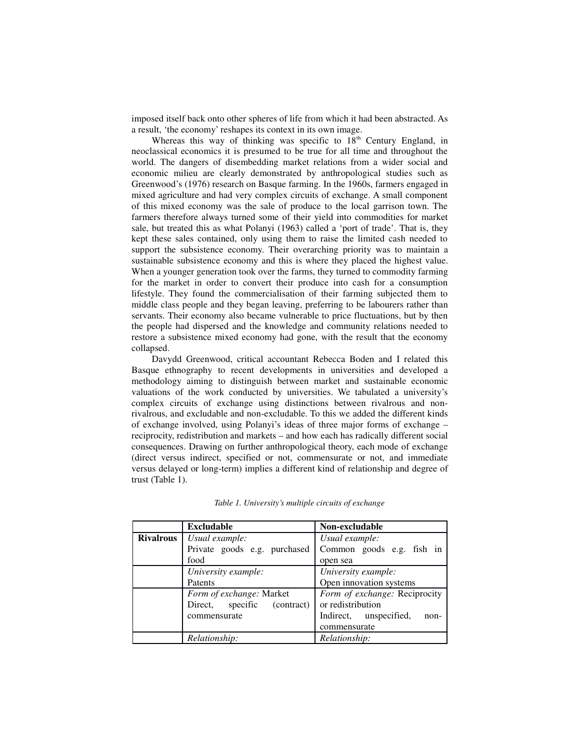imposed itself back onto other spheres of life from which it had been abstracted. As a result, 'the economy' reshapes its context in its own image.

Whereas this way of thinking was specific to 18th Century England, in neoclassical economics it is presumed to be true for all time and throughout the world. The dangers of disembedding market relations from a wider social and economic milieu are clearly demonstrated by anthropological studies such as Greenwood's (1976) research on Basque farming. In the 1960s, farmers engaged in mixed agriculture and had very complex circuits of exchange. A small component of this mixed economy was the sale of produce to the local garrison town. The farmers therefore always turned some of their yield into commodities for market sale, but treated this as what Polanyi (1963) called a 'port of trade'. That is, they kept these sales contained, only using them to raise the limited cash needed to support the subsistence economy. Their overarching priority was to maintain a sustainable subsistence economy and this is where they placed the highest value. When a younger generation took over the farms, they turned to commodity farming for the market in order to convert their produce into cash for a consumption lifestyle. They found the commercialisation of their farming subjected them to middle class people and they began leaving, preferring to be labourers rather than servants. Their economy also became vulnerable to price fluctuations, but by then the people had dispersed and the knowledge and community relations needed to restore a subsistence mixed economy had gone, with the result that the economy collapsed.

Davydd Greenwood, critical accountant Rebecca Boden and I related this Basque ethnography to recent developments in universities and developed a methodology aiming to distinguish between market and sustainable economic valuations of the work conducted by universities. We tabulated a university's complex circuits of exchange using distinctions between rivalrous and non-rivalrous, and excludable and non-excludable. To this we added the different kinds of exchange involved, using Polanyi's ideas of three major forms of exchange – reciprocity, redistribution and markets – and how each has radically different social consequences. Drawing on further anthropological theory, each mode of exchange (direct versus indirect, specified or not, commensurate or not, and immediate versus delayed or long-term) implies a different kind of relationship and degree of trust (Table 1).

*Table 1. University's multiple circuits of exchange*

| | **Excludable** | **Non-excludable** |
|---|---|---|
| **Rivalrous** | *Usual example:* Private goods e.g. purchased food | *Usual example:* Common goods e.g. fish in open sea |
| | *University example:* Patents | *University example:* Open innovation systems |
| | *Form of exchange:* Market Direct, specific (contract) commensurate | *Form of exchange:* Reciprocity or redistribution Indirect, unspecified, non-commensurate |
| | *Relationship:* | *Relationship:* |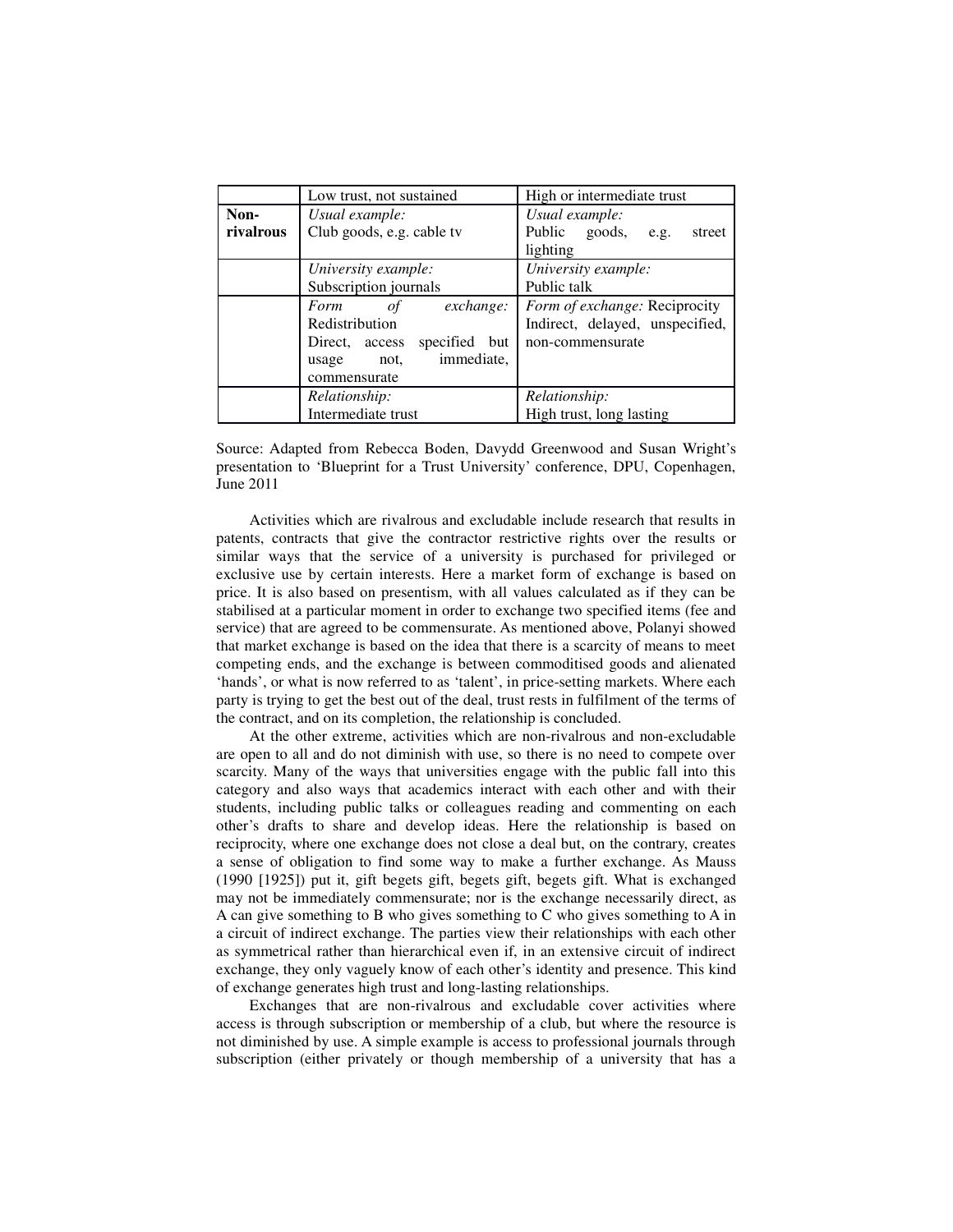| | Low trust, not sustained | High or intermediate trust |
|---|---|---|
| **Non-rivalrous** | *Usual example:* Club goods, e.g. cable tv | *Usual example:* Public goods, e.g. street lighting |
| | *University example:* Subscription journals | *University example:* Public talk |
| | *Form of exchange:* Redistribution Direct, access specified but usage not, immediate, commensurate | *Form of exchange:* Reciprocity Indirect, delayed, unspecified, non-commensurate |
| | Relationship: Intermediate trust | Relationship: High trust, long lasting |

Source: Adapted from Rebecca Boden, Davydd Greenwood and Susan Wright's presentation to 'Blueprint for a Trust University' conference, DPU, Copenhagen, June 2011

Activities which are rivalrous and excludable include research that results in patents, contracts that give the contractor restrictive rights over the results or similar ways that the service of a university is purchased for privileged or exclusive use by certain interests. Here a market form of exchange is based on price. It is also based on presentism, with all values calculated as if they can be stabilised at a particular moment in order to exchange two specified items (fee and service) that are agreed to be commensurate. As mentioned above, Polanyi showed that market exchange is based on the idea that there is a scarcity of means to meet competing ends, and the exchange is between commoditised goods and alienated 'hands', or what is now referred to as 'talent', in price-setting markets. Where each party is trying to get the best out of the deal, trust rests in fulfilment of the terms of the contract, and on its completion, the relationship is concluded.

At the other extreme, activities which are non-rivalrous and non-excludable are open to all and do not diminish with use, so there is no need to compete over scarcity. Many of the ways that universities engage with the public fall into this category and also ways that academics interact with each other and with their students, including public talks or colleagues reading and commenting on each other's drafts to share and develop ideas. Here the relationship is based on reciprocity, where one exchange does not close a deal but, on the contrary, creates a sense of obligation to find some way to make a further exchange. As Mauss (1990 [1925]) put it, gift begets gift, begets gift, begets gift. What is exchanged may not be immediately commensurate; nor is the exchange necessarily direct, as A can give something to B who gives something to C who gives something to A in a circuit of indirect exchange. The parties view their relationships with each other as symmetrical rather than hierarchical even if, in an extensive circuit of indirect exchange, they only vaguely know of each other's identity and presence. This kind of exchange generates high trust and long-lasting relationships.

Exchanges that are non-rivalrous and excludable cover activities where access is through subscription or membership of a club, but where the resource is not diminished by use. A simple example is access to professional journals through subscription (either privately or though membership of a university that has a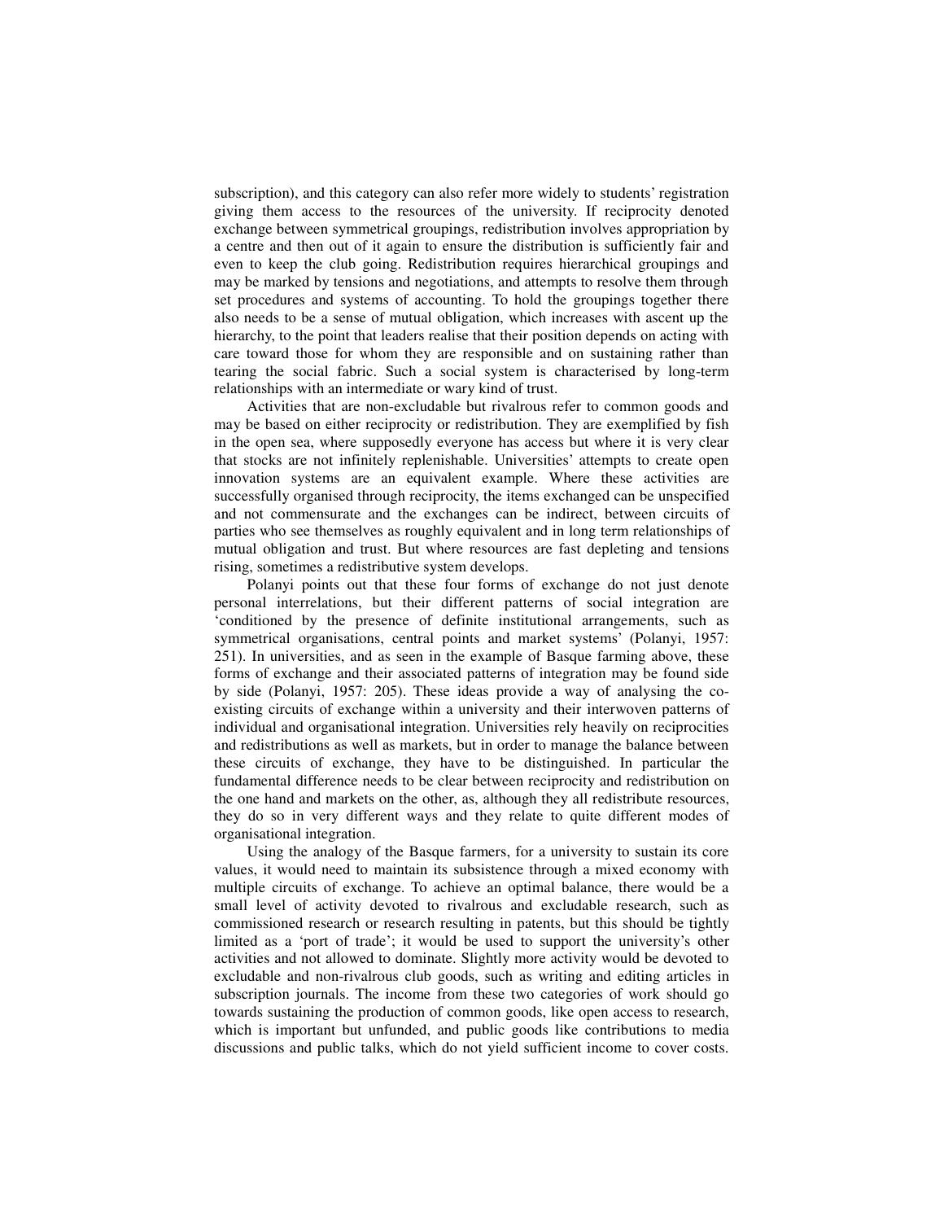subscription), and this category can also refer more widely to students' registration giving them access to the resources of the university. If reciprocity denoted exchange between symmetrical groupings, redistribution involves appropriation by a centre and then out of it again to ensure the distribution is sufficiently fair and even to keep the club going. Redistribution requires hierarchical groupings and may be marked by tensions and negotiations, and attempts to resolve them through set procedures and systems of accounting. To hold the groupings together there also needs to be a sense of mutual obligation, which increases with ascent up the hierarchy, to the point that leaders realise that their position depends on acting with care toward those for whom they are responsible and on sustaining rather than tearing the social fabric. Such a social system is characterised by long-term relationships with an intermediate or wary kind of trust.

Activities that are non-excludable but rivalrous refer to common goods and may be based on either reciprocity or redistribution. They are exemplified by fish in the open sea, where supposedly everyone has access but where it is very clear that stocks are not infinitely replenishable. Universities' attempts to create open innovation systems are an equivalent example. Where these activities are successfully organised through reciprocity, the items exchanged can be unspecified and not commensurate and the exchanges can be indirect, between circuits of parties who see themselves as roughly equivalent and in long term relationships of mutual obligation and trust. But where resources are fast depleting and tensions rising, sometimes a redistributive system develops.

Polanyi points out that these four forms of exchange do not just denote personal interrelations, but their different patterns of social integration are 'conditioned by the presence of definite institutional arrangements, such as symmetrical organisations, central points and market systems' (Polanyi, 1957: 251). In universities, and as seen in the example of Basque farming above, these forms of exchange and their associated patterns of integration may be found side by side (Polanyi, 1957: 205). These ideas provide a way of analysing the co-existing circuits of exchange within a university and their interwoven patterns of individual and organisational integration. Universities rely heavily on reciprocities and redistributions as well as markets, but in order to manage the balance between these circuits of exchange, they have to be distinguished. In particular the fundamental difference needs to be clear between reciprocity and redistribution on the one hand and markets on the other, as, although they all redistribute resources, they do so in very different ways and they relate to quite different modes of organisational integration.

Using the analogy of the Basque farmers, for a university to sustain its core values, it would need to maintain its subsistence through a mixed economy with multiple circuits of exchange. To achieve an optimal balance, there would be a small level of activity devoted to rivalrous and excludable research, such as commissioned research or research resulting in patents, but this should be tightly limited as a 'port of trade'; it would be used to support the university's other activities and not allowed to dominate. Slightly more activity would be devoted to excludable and non-rivalrous club goods, such as writing and editing articles in subscription journals. The income from these two categories of work should go towards sustaining the production of common goods, like open access to research, which is important but unfunded, and public goods like contributions to media discussions and public talks, which do not yield sufficient income to cover costs.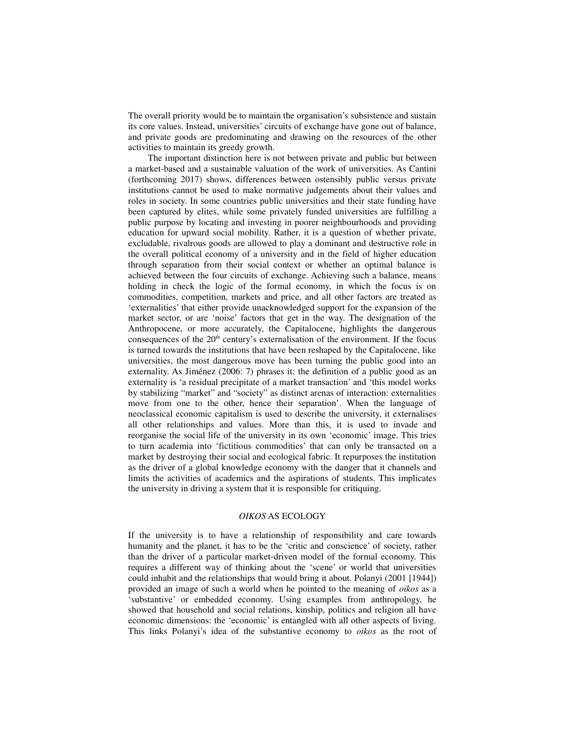The overall priority would be to maintain the organisation's subsistence and sustain its core values. Instead, universities' circuits of exchange have gone out of balance, and private goods are predominating and drawing on the resources of the other activities to maintain its greedy growth.

The important distinction here is not between private and public but between a market-based and a sustainable valuation of the work of universities. As Cantini (forthcoming 2017) shows, differences between ostensibly public versus private institutions cannot be used to make normative judgements about their values and roles in society. In some countries public universities and their state funding have been captured by elites, while some privately funded universities are fulfilling a public purpose by locating and investing in poorer neighbourhoods and providing education for upward social mobility. Rather, it is a question of whether private, excludable, rivalrous goods are allowed to play a dominant and destructive role in the overall political economy of a university and in the field of higher education through separation from their social context or whether an optimal balance is achieved between the four circuits of exchange. Achieving such a balance, means holding in check the logic of the formal economy, in which the focus is on commodities, competition, markets and price, and all other factors are treated as 'externalities' that either provide unacknowledged support for the expansion of the market sector, or are 'noise' factors that get in the way. The designation of the Anthropocene, or more accurately, the Capitalocene, highlights the dangerous consequences of the 20th century's externalisation of the environment. If the focus is turned towards the institutions that have been reshaped by the Capitalocene, like universities, the most dangerous move has been turning the public good into an externality. As Jiménez (2006: 7) phrases it: the definition of a public good as an externality is 'a residual precipitate of a market transaction' and 'this model works by stabilizing "market" and "society" as distinct arenas of interaction: externalities move from one to the other, hence their separation'. When the language of neoclassical economic capitalism is used to describe the university, it externalises all other relationships and values. More than this, it is used to invade and reorganise the social life of the university in its own 'economic' image. This tries to turn academia into 'fictitious commodities' that can only be transacted on a market by destroying their social and ecological fabric. It repurposes the institution as the driver of a global knowledge economy with the danger that it channels and limits the activities of academics and the aspirations of students. This implicates the university in driving a system that it is responsible for critiquing.

## *OIKOS* AS ECOLOGY

If the university is to have a relationship of responsibility and care towards humanity and the planet, it has to be the 'critic and conscience' of society, rather than the driver of a particular market-driven model of the formal economy. This requires a different way of thinking about the 'scene' or world that universities could inhabit and the relationships that would bring it about. Polanyi (2001 [1944]) provided an image of such a world when he pointed to the meaning of *oikos* as a 'substantive' or embedded economy. Using examples from anthropology, he showed that household and social relations, kinship, politics and religion all have economic dimensions: the 'economic' is entangled with all other aspects of living. This links Polanyi's idea of the substantive economy to *oikos* as the root of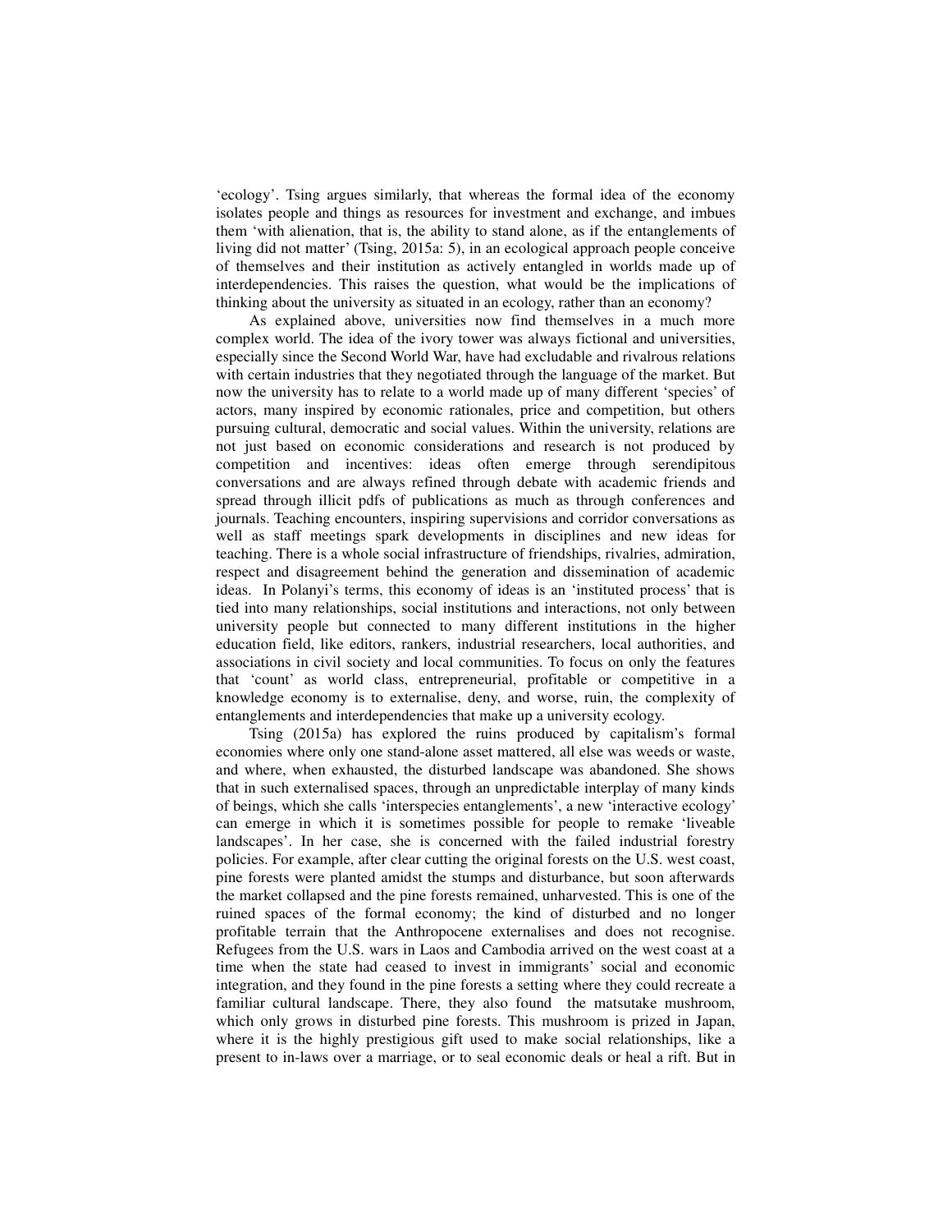'ecology'. Tsing argues similarly, that whereas the formal idea of the economy isolates people and things as resources for investment and exchange, and imbues them 'with alienation, that is, the ability to stand alone, as if the entanglements of living did not matter' (Tsing, 2015a: 5), in an ecological approach people conceive of themselves and their institution as actively entangled in worlds made up of interdependencies. This raises the question, what would be the implications of thinking about the university as situated in an ecology, rather than an economy?

As explained above, universities now find themselves in a much more complex world. The idea of the ivory tower was always fictional and universities, especially since the Second World War, have had excludable and rivalrous relations with certain industries that they negotiated through the language of the market. But now the university has to relate to a world made up of many different 'species' of actors, many inspired by economic rationales, price and competition, but others pursuing cultural, democratic and social values. Within the university, relations are not just based on economic considerations and research is not produced by competition and incentives: ideas often emerge through serendipitous conversations and are always refined through debate with academic friends and spread through illicit pdfs of publications as much as through conferences and journals. Teaching encounters, inspiring supervisions and corridor conversations as well as staff meetings spark developments in disciplines and new ideas for teaching. There is a whole social infrastructure of friendships, rivalries, admiration, respect and disagreement behind the generation and dissemination of academic ideas. In Polanyi's terms, this economy of ideas is an 'instituted process' that is tied into many relationships, social institutions and interactions, not only between university people but connected to many different institutions in the higher education field, like editors, rankers, industrial researchers, local authorities, and associations in civil society and local communities. To focus on only the features that 'count' as world class, entrepreneurial, profitable or competitive in a knowledge economy is to externalise, deny, and worse, ruin, the complexity of entanglements and interdependencies that make up a university ecology.

Tsing (2015a) has explored the ruins produced by capitalism's formal economies where only one stand-alone asset mattered, all else was weeds or waste, and where, when exhausted, the disturbed landscape was abandoned. She shows that in such externalised spaces, through an unpredictable interplay of many kinds of beings, which she calls 'interspecies entanglements', a new 'interactive ecology' can emerge in which it is sometimes possible for people to remake 'liveable landscapes'. In her case, she is concerned with the failed industrial forestry policies. For example, after clear cutting the original forests on the U.S. west coast, pine forests were planted amidst the stumps and disturbance, but soon afterwards the market collapsed and the pine forests remained, unharvested. This is one of the ruined spaces of the formal economy; the kind of disturbed and no longer profitable terrain that the Anthropocene externalises and does not recognise. Refugees from the U.S. wars in Laos and Cambodia arrived on the west coast at a time when the state had ceased to invest in immigrants' social and economic integration, and they found in the pine forests a setting where they could recreate a familiar cultural landscape. There, they also found the matsutake mushroom, which only grows in disturbed pine forests. This mushroom is prized in Japan, where it is the highly prestigious gift used to make social relationships, like a present to in-laws over a marriage, or to seal economic deals or heal a rift. But in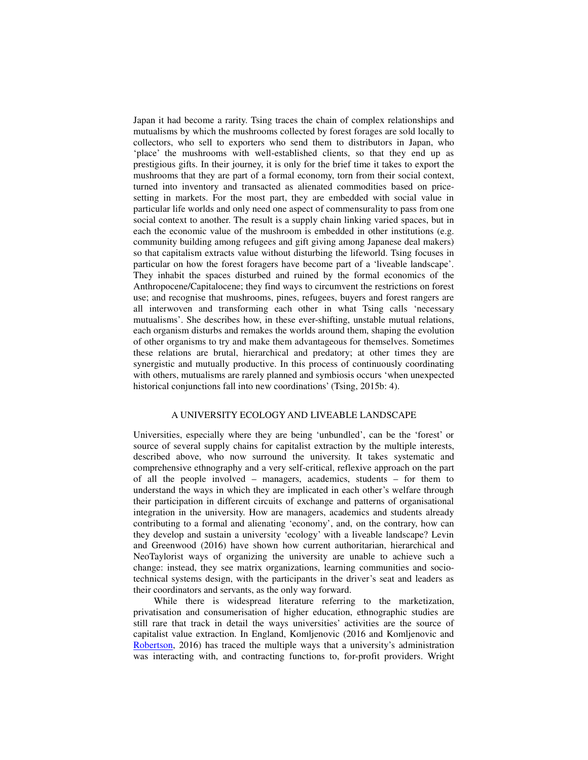Japan it had become a rarity. Tsing traces the chain of complex relationships and mutualisms by which the mushrooms collected by forest forages are sold locally to collectors, who sell to exporters who send them to distributors in Japan, who 'place' the mushrooms with well-established clients, so that they end up as prestigious gifts. In their journey, it is only for the brief time it takes to export the mushrooms that they are part of a formal economy, torn from their social context, turned into inventory and transacted as alienated commodities based on price-setting in markets. For the most part, they are embedded with social value in particular life worlds and only need one aspect of commensurality to pass from one social context to another. The result is a supply chain linking varied spaces, but in each the economic value of the mushroom is embedded in other institutions (e.g. community building among refugees and gift giving among Japanese deal makers) so that capitalism extracts value without disturbing the lifeworld. Tsing focuses in particular on how the forest foragers have become part of a 'liveable landscape'. They inhabit the spaces disturbed and ruined by the formal economics of the Anthropocene/Capitalocene; they find ways to circumvent the restrictions on forest use; and recognise that mushrooms, pines, refugees, buyers and forest rangers are all interwoven and transforming each other in what Tsing calls 'necessary mutualisms'. She describes how, in these ever-shifting, unstable mutual relations, each organism disturbs and remakes the worlds around them, shaping the evolution of other organisms to try and make them advantageous for themselves. Sometimes these relations are brutal, hierarchical and predatory; at other times they are synergistic and mutually productive. In this process of continuously coordinating with others, mutualisms are rarely planned and symbiosis occurs 'when unexpected historical conjunctions fall into new coordinations' (Tsing, 2015b: 4).

## A UNIVERSITY ECOLOGY AND LIVEABLE LANDSCAPE

Universities, especially where they are being 'unbundled', can be the 'forest' or source of several supply chains for capitalist extraction by the multiple interests, described above, who now surround the university. It takes systematic and comprehensive ethnography and a very self-critical, reflexive approach on the part of all the people involved – managers, academics, students – for them to understand the ways in which they are implicated in each other's welfare through their participation in different circuits of exchange and patterns of organisational integration in the university. How are managers, academics and students already contributing to a formal and alienating 'economy', and, on the contrary, how can they develop and sustain a university 'ecology' with a liveable landscape? Levin and Greenwood (2016) have shown how current authoritarian, hierarchical and NeoTaylorist ways of organizing the university are unable to achieve such a change: instead, they see matrix organizations, learning communities and socio-technical systems design, with the participants in the driver's seat and leaders as their coordinators and servants, as the only way forward.

While there is widespread literature referring to the marketization, privatisation and consumerisation of higher education, ethnographic studies are still rare that track in detail the ways universities' activities are the source of capitalist value extraction. In England, Komljenovic (2016 and Komljenovic and Robertson, 2016) has traced the multiple ways that a university's administration was interacting with, and contracting functions to, for-profit providers. Wright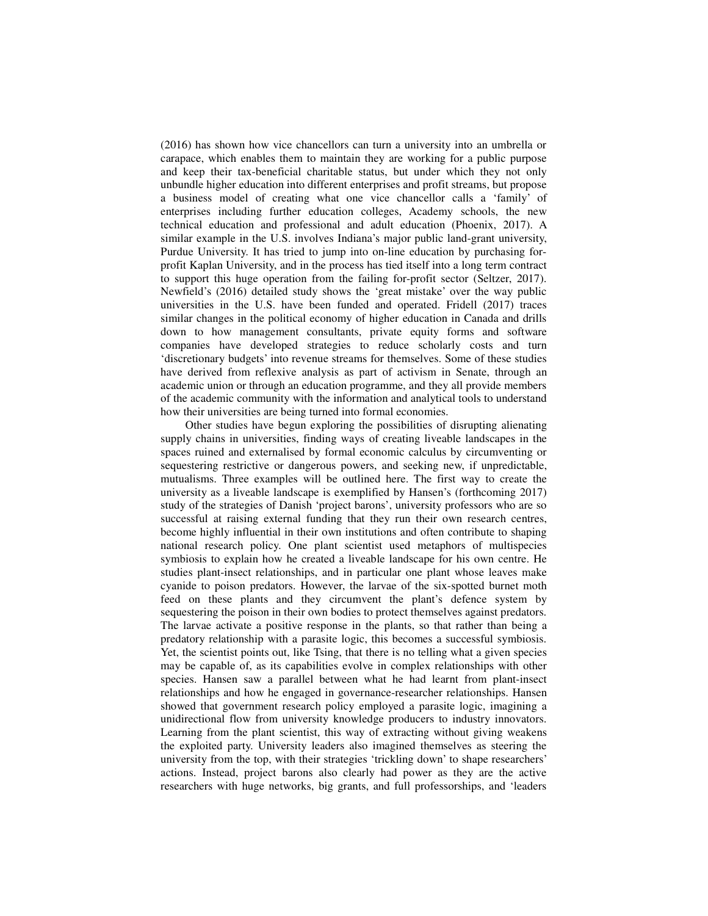(2016) has shown how vice chancellors can turn a university into an umbrella or carapace, which enables them to maintain they are working for a public purpose and keep their tax-beneficial charitable status, but under which they not only unbundle higher education into different enterprises and profit streams, but propose a business model of creating what one vice chancellor calls a 'family' of enterprises including further education colleges, Academy schools, the new technical education and professional and adult education (Phoenix, 2017). A similar example in the U.S. involves Indiana's major public land-grant university, Purdue University. It has tried to jump into on-line education by purchasing for-profit Kaplan University, and in the process has tied itself into a long term contract to support this huge operation from the failing for-profit sector (Seltzer, 2017). Newfield's (2016) detailed study shows the 'great mistake' over the way public universities in the U.S. have been funded and operated. Fridell (2017) traces similar changes in the political economy of higher education in Canada and drills down to how management consultants, private equity forms and software companies have developed strategies to reduce scholarly costs and turn 'discretionary budgets' into revenue streams for themselves. Some of these studies have derived from reflexive analysis as part of activism in Senate, through an academic union or through an education programme, and they all provide members of the academic community with the information and analytical tools to understand how their universities are being turned into formal economies.

Other studies have begun exploring the possibilities of disrupting alienating supply chains in universities, finding ways of creating liveable landscapes in the spaces ruined and externalised by formal economic calculus by circumventing or sequestering restrictive or dangerous powers, and seeking new, if unpredictable, mutualisms. Three examples will be outlined here. The first way to create the university as a liveable landscape is exemplified by Hansen's (forthcoming 2017) study of the strategies of Danish 'project barons', university professors who are so successful at raising external funding that they run their own research centres, become highly influential in their own institutions and often contribute to shaping national research policy. One plant scientist used metaphors of multispecies symbiosis to explain how he created a liveable landscape for his own centre. He studies plant-insect relationships, and in particular one plant whose leaves make cyanide to poison predators. However, the larvae of the six-spotted burnet moth feed on these plants and they circumvent the plant's defence system by sequestering the poison in their own bodies to protect themselves against predators. The larvae activate a positive response in the plants, so that rather than being a predatory relationship with a parasite logic, this becomes a successful symbiosis. Yet, the scientist points out, like Tsing, that there is no telling what a given species may be capable of, as its capabilities evolve in complex relationships with other species. Hansen saw a parallel between what he had learnt from plant-insect relationships and how he engaged in governance-researcher relationships. Hansen showed that government research policy employed a parasite logic, imagining a unidirectional flow from university knowledge producers to industry innovators. Learning from the plant scientist, this way of extracting without giving weakens the exploited party. University leaders also imagined themselves as steering the university from the top, with their strategies 'trickling down' to shape researchers' actions. Instead, project barons also clearly had power as they are the active researchers with huge networks, big grants, and full professorships, and 'leaders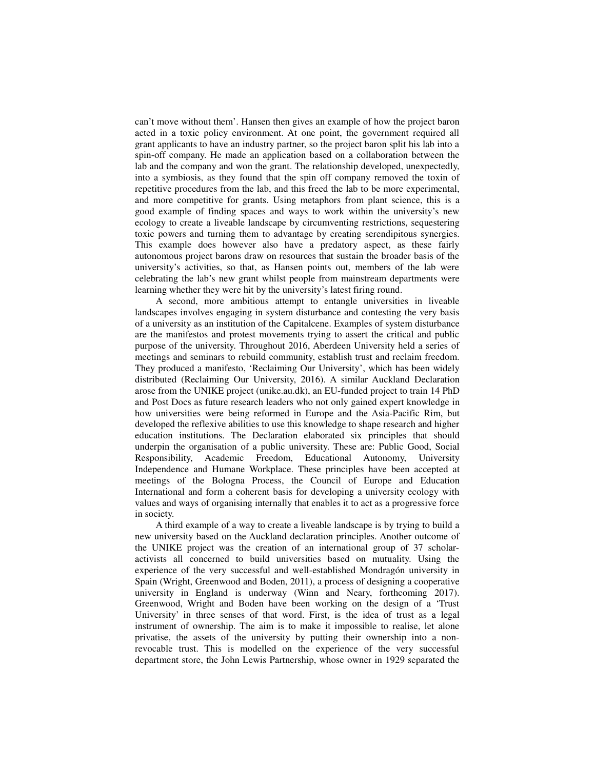can't move without them'. Hansen then gives an example of how the project baron acted in a toxic policy environment. At one point, the government required all grant applicants to have an industry partner, so the project baron split his lab into a spin-off company. He made an application based on a collaboration between the lab and the company and won the grant. The relationship developed, unexpectedly, into a symbiosis, as they found that the spin off company removed the toxin of repetitive procedures from the lab, and this freed the lab to be more experimental, and more competitive for grants. Using metaphors from plant science, this is a good example of finding spaces and ways to work within the university's new ecology to create a liveable landscape by circumventing restrictions, sequestering toxic powers and turning them to advantage by creating serendipitous synergies. This example does however also have a predatory aspect, as these fairly autonomous project barons draw on resources that sustain the broader basis of the university's activities, so that, as Hansen points out, members of the lab were celebrating the lab's new grant whilst people from mainstream departments were learning whether they were hit by the university's latest firing round.

A second, more ambitious attempt to entangle universities in liveable landscapes involves engaging in system disturbance and contesting the very basis of a university as an institution of the Capitalcene. Examples of system disturbance are the manifestos and protest movements trying to assert the critical and public purpose of the university. Throughout 2016, Aberdeen University held a series of meetings and seminars to rebuild community, establish trust and reclaim freedom. They produced a manifesto, 'Reclaiming Our University', which has been widely distributed (Reclaiming Our University, 2016). A similar Auckland Declaration arose from the UNIKE project (unike.au.dk), an EU-funded project to train 14 PhD and Post Docs as future research leaders who not only gained expert knowledge in how universities were being reformed in Europe and the Asia-Pacific Rim, but developed the reflexive abilities to use this knowledge to shape research and higher education institutions. The Declaration elaborated six principles that should underpin the organisation of a public university. These are: Public Good, Social Responsibility, Academic Freedom, Educational Autonomy, University Independence and Humane Workplace. These principles have been accepted at meetings of the Bologna Process, the Council of Europe and Education International and form a coherent basis for developing a university ecology with values and ways of organising internally that enables it to act as a progressive force in society.

A third example of a way to create a liveable landscape is by trying to build a new university based on the Auckland declaration principles. Another outcome of the UNIKE project was the creation of an international group of 37 scholar-activists all concerned to build universities based on mutuality. Using the experience of the very successful and well-established Mondragón university in Spain (Wright, Greenwood and Boden, 2011), a process of designing a cooperative university in England is underway (Winn and Neary, forthcoming 2017). Greenwood, Wright and Boden have been working on the design of a 'Trust University' in three senses of that word. First, is the idea of trust as a legal instrument of ownership. The aim is to make it impossible to realise, let alone privatise, the assets of the university by putting their ownership into a non-revocable trust. This is modelled on the experience of the very successful department store, the John Lewis Partnership, whose owner in 1929 separated the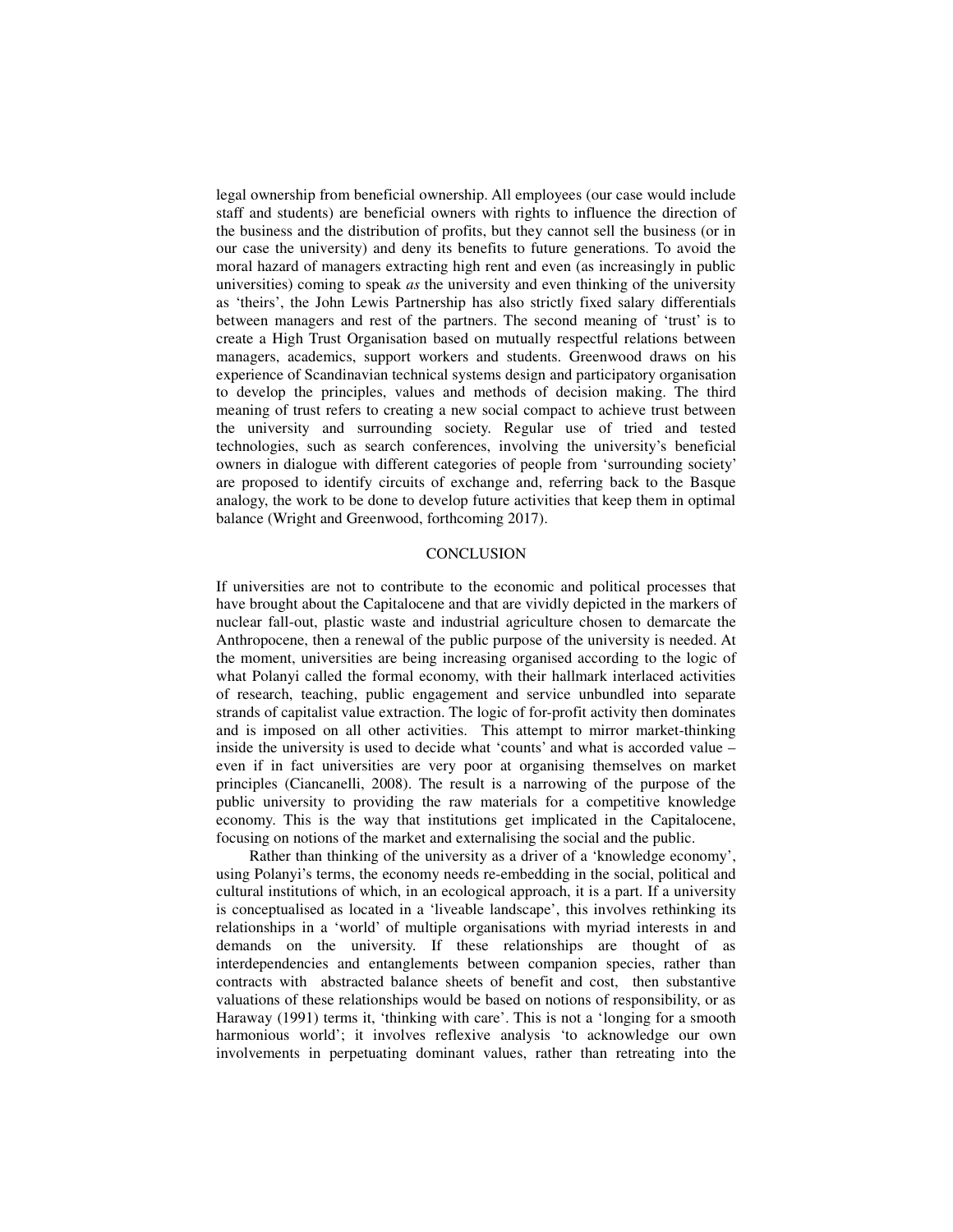legal ownership from beneficial ownership. All employees (our case would include staff and students) are beneficial owners with rights to influence the direction of the business and the distribution of profits, but they cannot sell the business (or in our case the university) and deny its benefits to future generations. To avoid the moral hazard of managers extracting high rent and even (as increasingly in public universities) coming to speak *as* the university and even thinking of the university as 'theirs', the John Lewis Partnership has also strictly fixed salary differentials between managers and rest of the partners. The second meaning of 'trust' is to create a High Trust Organisation based on mutually respectful relations between managers, academics, support workers and students. Greenwood draws on his experience of Scandinavian technical systems design and participatory organisation to develop the principles, values and methods of decision making. The third meaning of trust refers to creating a new social compact to achieve trust between the university and surrounding society. Regular use of tried and tested technologies, such as search conferences, involving the university's beneficial owners in dialogue with different categories of people from 'surrounding society' are proposed to identify circuits of exchange and, referring back to the Basque analogy, the work to be done to develop future activities that keep them in optimal balance (Wright and Greenwood, forthcoming 2017).

## CONCLUSION

If universities are not to contribute to the economic and political processes that have brought about the Capitalocene and that are vividly depicted in the markers of nuclear fall-out, plastic waste and industrial agriculture chosen to demarcate the Anthropocene, then a renewal of the public purpose of the university is needed. At the moment, universities are being increasing organised according to the logic of what Polanyi called the formal economy, with their hallmark interlaced activities of research, teaching, public engagement and service unbundled into separate strands of capitalist value extraction. The logic of for-profit activity then dominates and is imposed on all other activities. This attempt to mirror market-thinking inside the university is used to decide what 'counts' and what is accorded value – even if in fact universities are very poor at organising themselves on market principles (Ciancanelli, 2008). The result is a narrowing of the purpose of the public university to providing the raw materials for a competitive knowledge economy. This is the way that institutions get implicated in the Capitalocene, focusing on notions of the market and externalising the social and the public.

Rather than thinking of the university as a driver of a 'knowledge economy', using Polanyi's terms, the economy needs re-embedding in the social, political and cultural institutions of which, in an ecological approach, it is a part. If a university is conceptualised as located in a 'liveable landscape', this involves rethinking its relationships in a 'world' of multiple organisations with myriad interests in and demands on the university. If these relationships are thought of as interdependencies and entanglements between companion species, rather than contracts with abstracted balance sheets of benefit and cost, then substantive valuations of these relationships would be based on notions of responsibility, or as Haraway (1991) terms it, 'thinking with care'. This is not a 'longing for a smooth harmonious world'; it involves reflexive analysis 'to acknowledge our own involvements in perpetuating dominant values, rather than retreating into the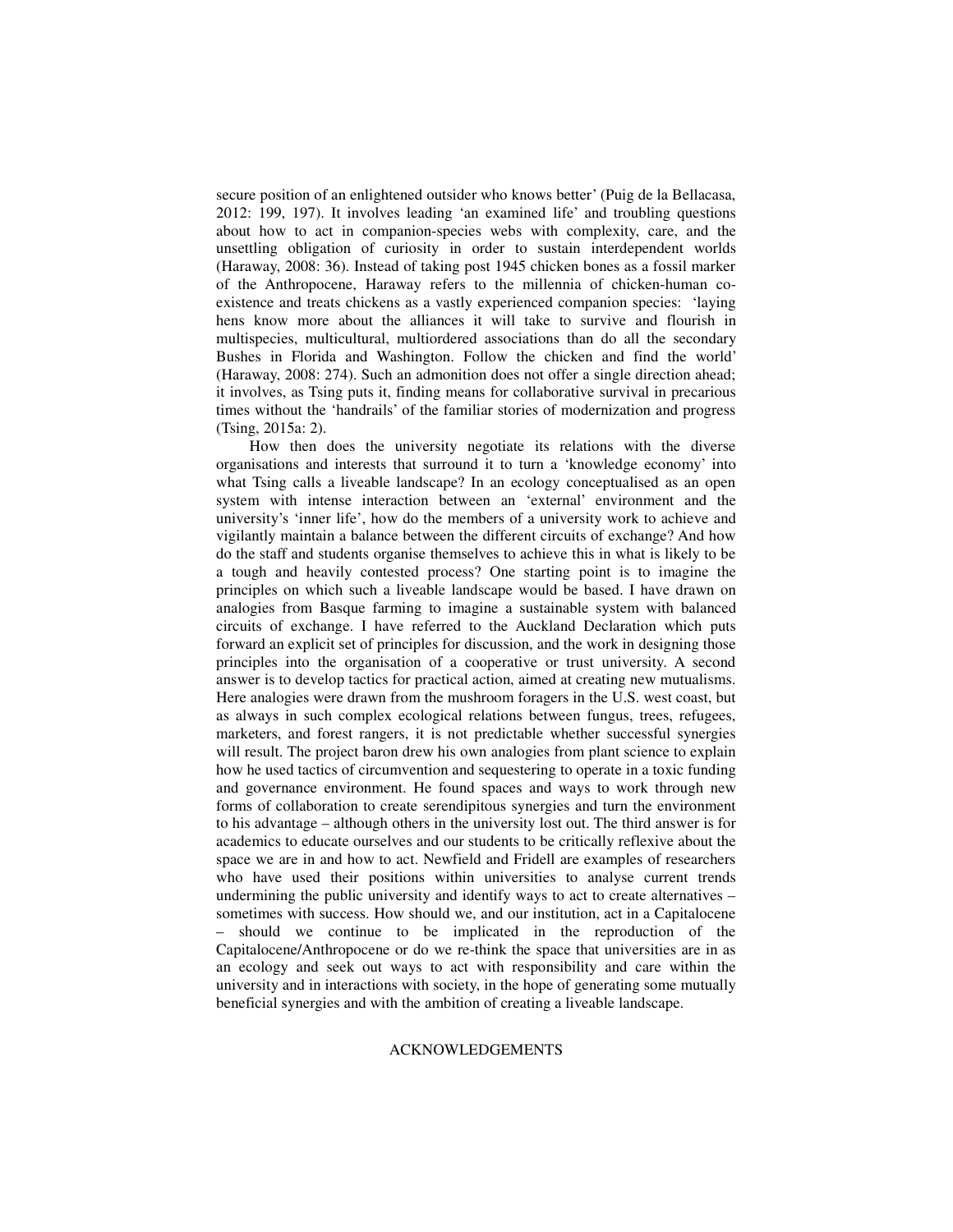secure position of an enlightened outsider who knows better' (Puig de la Bellacasa, 2012: 199, 197). It involves leading 'an examined life' and troubling questions about how to act in companion-species webs with complexity, care, and the unsettling obligation of curiosity in order to sustain interdependent worlds (Haraway, 2008: 36). Instead of taking post 1945 chicken bones as a fossil marker of the Anthropocene, Haraway refers to the millennia of chicken-human co-existence and treats chickens as a vastly experienced companion species: 'laying hens know more about the alliances it will take to survive and flourish in multispecies, multicultural, multiordered associations than do all the secondary Bushes in Florida and Washington. Follow the chicken and find the world' (Haraway, 2008: 274). Such an admonition does not offer a single direction ahead; it involves, as Tsing puts it, finding means for collaborative survival in precarious times without the 'handrails' of the familiar stories of modernization and progress (Tsing, 2015a: 2).

How then does the university negotiate its relations with the diverse organisations and interests that surround it to turn a 'knowledge economy' into what Tsing calls a liveable landscape? In an ecology conceptualised as an open system with intense interaction between an 'external' environment and the university's 'inner life', how do the members of a university work to achieve and vigilantly maintain a balance between the different circuits of exchange? And how do the staff and students organise themselves to achieve this in what is likely to be a tough and heavily contested process? One starting point is to imagine the principles on which such a liveable landscape would be based. I have drawn on analogies from Basque farming to imagine a sustainable system with balanced circuits of exchange. I have referred to the Auckland Declaration which puts forward an explicit set of principles for discussion, and the work in designing those principles into the organisation of a cooperative or trust university. A second answer is to develop tactics for practical action, aimed at creating new mutualisms. Here analogies were drawn from the mushroom foragers in the U.S. west coast, but as always in such complex ecological relations between fungus, trees, refugees, marketers, and forest rangers, it is not predictable whether successful synergies will result. The project baron drew his own analogies from plant science to explain how he used tactics of circumvention and sequestering to operate in a toxic funding and governance environment. He found spaces and ways to work through new forms of collaboration to create serendipitous synergies and turn the environment to his advantage – although others in the university lost out. The third answer is for academics to educate ourselves and our students to be critically reflexive about the space we are in and how to act. Newfield and Fridell are examples of researchers who have used their positions within universities to analyse current trends undermining the public university and identify ways to act to create alternatives – sometimes with success. How should we, and our institution, act in a Capitalocene – should we continue to be implicated in the reproduction of the Capitalocene/Anthropocene or do we re-think the space that universities are in as an ecology and seek out ways to act with responsibility and care within the university and in interactions with society, in the hope of generating some mutually beneficial synergies and with the ambition of creating a liveable landscape.

## ACKNOWLEDGEMENTS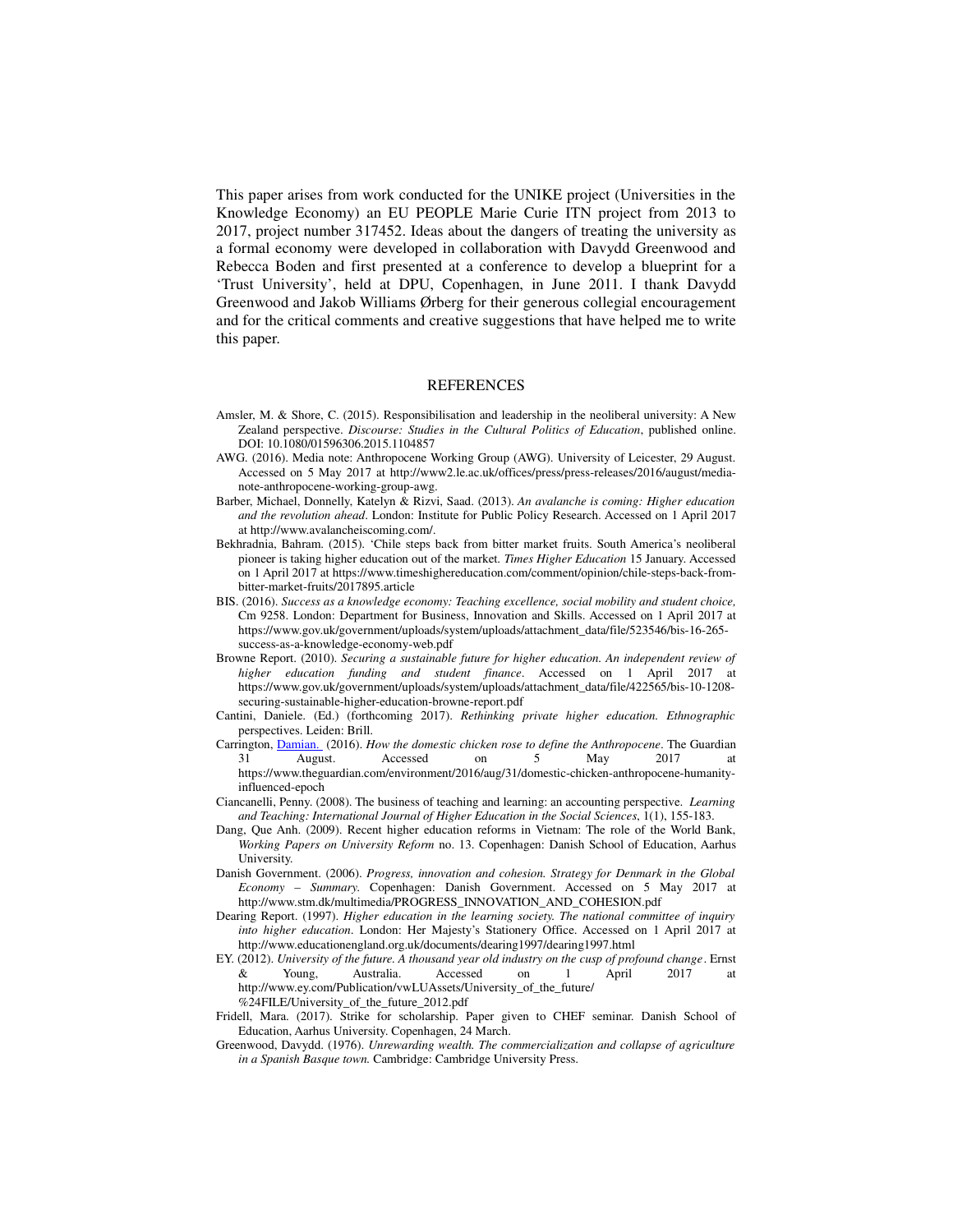This paper arises from work conducted for the UNIKE project (Universities in the Knowledge Economy) an EU PEOPLE Marie Curie ITN project from 2013 to 2017, project number 317452. Ideas about the dangers of treating the university as a formal economy were developed in collaboration with Davydd Greenwood and Rebecca Boden and first presented at a conference to develop a blueprint for a 'Trust University', held at DPU, Copenhagen, in June 2011. I thank Davydd Greenwood and Jakob Williams Ørberg for their generous collegial encouragement and for the critical comments and creative suggestions that have helped me to write this paper.

## REFERENCES

Amsler, M. & Shore, C. (2015). Responsibilisation and leadership in the neoliberal university: A New Zealand perspective. *Discourse: Studies in the Cultural Politics of Education*, published online. DOI: 10.1080/01596306.2015.1104857

AWG. (2016). Media note: Anthropocene Working Group (AWG). University of Leicester, 29 August. Accessed on 5 May 2017 at http://www2.le.ac.uk/offices/press/press-releases/2016/august/media-note-anthropocene-working-group-awg.

Barber, Michael, Donnelly, Katelyn & Rizvi, Saad. (2013). *An avalanche is coming: Higher education and the revolution ahead*. London: Institute for Public Policy Research. Accessed on 1 April 2017 at http://www.avalancheiscoming.com/.

Bekhradnia, Bahram. (2015). 'Chile steps back from bitter market fruits. South America's neoliberal pioneer is taking higher education out of the market. *Times Higher Education* 15 January. Accessed on 1 April 2017 at https://www.timeshighereducation.com/comment/opinion/chile-steps-back-from-bitter-market-fruits/2017895.article

BIS. (2016). *Success as a knowledge economy: Teaching excellence, social mobility and student choice,* Cm 9258. London: Department for Business, Innovation and Skills. Accessed on 1 April 2017 at https://www.gov.uk/government/uploads/system/uploads/attachment_data/file/523546/bis-16-265-success-as-a-knowledge-economy-web.pdf

Browne Report. (2010). *Securing a sustainable future for higher education. An independent review of higher education funding and student finance*. Accessed on 1 April 2017 at https://www.gov.uk/government/uploads/system/uploads/attachment_data/file/422565/bis-10-1208-securing-sustainable-higher-education-browne-report.pdf

Cantini, Daniele. (Ed.) (forthcoming 2017). *Rethinking private higher education. Ethnographic perspectives*. Leiden: Brill.

Carrington, Damian. (2016). *How the domestic chicken rose to define the Anthropocene*. The Guardian 31 August. Accessed on 5 May 2017 at https://www.theguardian.com/environment/2016/aug/31/domestic-chicken-anthropocene-humanity-influenced-epoch

Ciancanelli, Penny. (2008). The business of teaching and learning: an accounting perspective. *Learning and Teaching: International Journal of Higher Education in the Social Sciences*, 1(1), 155-183.

Dang, Que Anh. (2009). Recent higher education reforms in Vietnam: The role of the World Bank, *Working Papers on University Reform* no. 13. Copenhagen: Danish School of Education, Aarhus University.

Danish Government. (2006). *Progress, innovation and cohesion. Strategy for Denmark in the Global Economy – Summary*. Copenhagen: Danish Government. Accessed on 5 May 2017 at http://www.stm.dk/multimedia/PROGRESS_INNOVATION_AND_COHESION.pdf

Dearing Report. (1997). *Higher education in the learning society. The national committee of inquiry into higher education*. London: Her Majesty's Stationery Office. Accessed on 1 April 2017 at http://www.educationengland.org.uk/documents/dearing1997/dearing1997.html

EY. (2012). *University of the future. A thousand year old industry on the cusp of profound change*. Ernst & Young, Australia. Accessed on 1 April 2017 at http://www.ey.com/Publication/vwLUAssets/University_of_the_future/%24FILE/University_of_the_future_2012.pdf

Fridell, Mara. (2017). Strike for scholarship. Paper given to CHEF seminar. Danish School of Education, Aarhus University. Copenhagen, 24 March.

Greenwood, Davydd. (1976). *Unrewarding wealth. The commercialization and collapse of agriculture in a Spanish Basque town.* Cambridge: Cambridge University Press.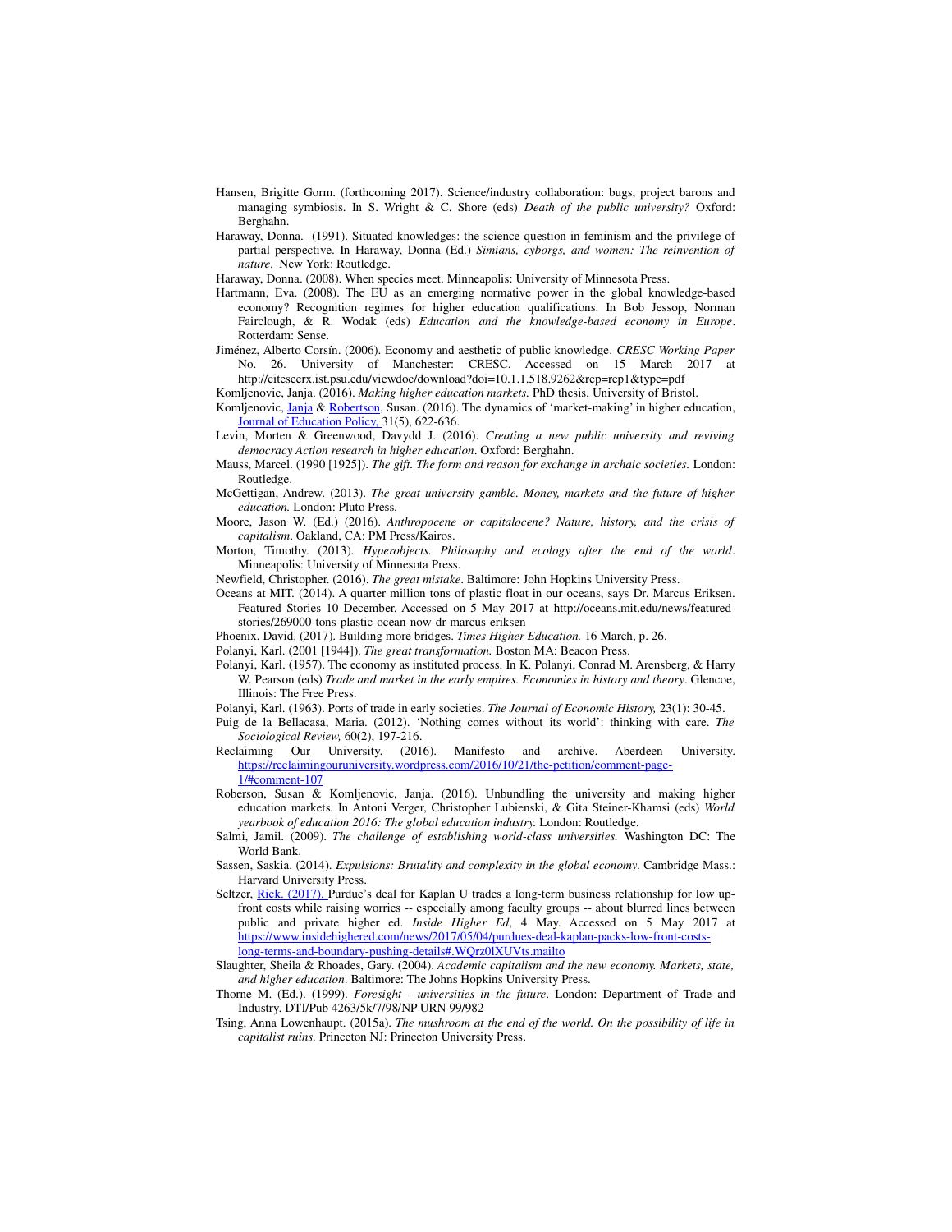Hansen, Brigitte Gorm. (forthcoming 2017). Science/industry collaboration: bugs, project barons and managing symbiosis. In S. Wright & C. Shore (eds) *Death of the public university?* Oxford: Berghahn.

Haraway, Donna. (1991). Situated knowledges: the science question in feminism and the privilege of partial perspective. In Haraway, Donna (Ed.) *Simians, cyborgs, and women: The reinvention of nature*. New York: Routledge.

Haraway, Donna. (2008). When species meet. Minneapolis: University of Minnesota Press.

Hartmann, Eva. (2008). The EU as an emerging normative power in the global knowledge-based economy? Recognition regimes for higher education qualifications. In Bob Jessop, Norman Fairclough, & R. Wodak (eds) *Education and the knowledge-based economy in Europe*. Rotterdam: Sense.

Jiménez, Alberto Corsín. (2006). Economy and aesthetic of public knowledge. *CRESC Working Paper* No. 26. University of Manchester: CRESC. Accessed on 15 March 2017 at http://citeseerx.ist.psu.edu/viewdoc/download?doi=10.1.1.518.9262&rep=rep1&type=pdf

Komljenovic, Janja. (2016). *Making higher education markets.* PhD thesis, University of Bristol.

Komljenovic, Janja & Robertson, Susan. (2016). The dynamics of 'market-making' in higher education, Journal of Education Policy, 31(5), 622-636.

Levin, Morten & Greenwood, Davydd J. (2016). *Creating a new public university and reviving democracy Action research in higher education*. Oxford: Berghahn.

Mauss, Marcel. (1990 [1925]). *The gift. The form and reason for exchange in archaic societies.* London: Routledge.

McGettigan, Andrew. (2013). *The great university gamble. Money, markets and the future of higher education.* London: Pluto Press.

Moore, Jason W. (Ed.) (2016). *Anthropocene or capitalocene? Nature, history, and the crisis of capitalism*. Oakland, CA: PM Press/Kairos.

Morton, Timothy. (2013). *Hyperobjects. Philosophy and ecology after the end of the world*. Minneapolis: University of Minnesota Press.

Newfield, Christopher. (2016). *The great mistake*. Baltimore: John Hopkins University Press.

Oceans at MIT. (2014). A quarter million tons of plastic float in our oceans, says Dr. Marcus Eriksen. Featured Stories 10 December. Accessed on 5 May 2017 at http://oceans.mit.edu/news/featured-stories/269000-tons-plastic-ocean-now-dr-marcus-eriksen

Phoenix, David. (2017). Building more bridges. *Times Higher Education.* 16 March, p. 26.

Polanyi, Karl. (2001 [1944]). *The great transformation.* Boston MA: Beacon Press.

Polanyi, Karl. (1957). The economy as instituted process. In K. Polanyi, Conrad M. Arensberg, & Harry W. Pearson (eds) *Trade and market in the early empires. Economies in history and theory*. Glencoe, Illinois: The Free Press.

Polanyi, Karl. (1963). Ports of trade in early societies. *The Journal of Economic History,* 23(1): 30-45.

Puig de la Bellacasa, Maria. (2012). 'Nothing comes without its world': thinking with care. *The Sociological Review,* 60(2), 197-216.

Reclaiming Our University. (2016). Manifesto and archive. Aberdeen University. https://reclaimingouruniversity.wordpress.com/2016/10/21/the-petition/comment-page-1/#comment-107

Roberson, Susan & Komljenovic, Janja. (2016). Unbundling the university and making higher education markets. In Antoni Verger, Christopher Lubienski, & Gita Steiner-Khamsi (eds) *World yearbook of education 2016: The global education industry.* London: Routledge.

Salmi, Jamil. (2009). *The challenge of establishing world-class universities.* Washington DC: The World Bank.

Sassen, Saskia. (2014). *Expulsions: Brutality and complexity in the global economy.* Cambridge Mass.: Harvard University Press.

Seltzer, Rick. (2017). Purdue's deal for Kaplan U trades a long-term business relationship for low up-front costs while raising worries -- especially among faculty groups -- about blurred lines between public and private higher ed. *Inside Higher Ed*, 4 May. Accessed on 5 May 2017 at https://www.insidehighered.com/news/2017/05/04/purdues-deal-kaplan-packs-low-front-costs-long-terms-and-boundary-pushing-details#.WQrz0lXUVts.mailto

Slaughter, Sheila & Rhoades, Gary. (2004). *Academic capitalism and the new economy. Markets, state, and higher education*. Baltimore: The Johns Hopkins University Press.

Thorne M. (Ed.). (1999). *Foresight - universities in the future*. London: Department of Trade and Industry. DTI/Pub 4263/5k/7/98/NP URN 99/982

Tsing, Anna Lowenhaupt. (2015a). *The mushroom at the end of the world. On the possibility of life in capitalist ruins.* Princeton NJ: Princeton University Press.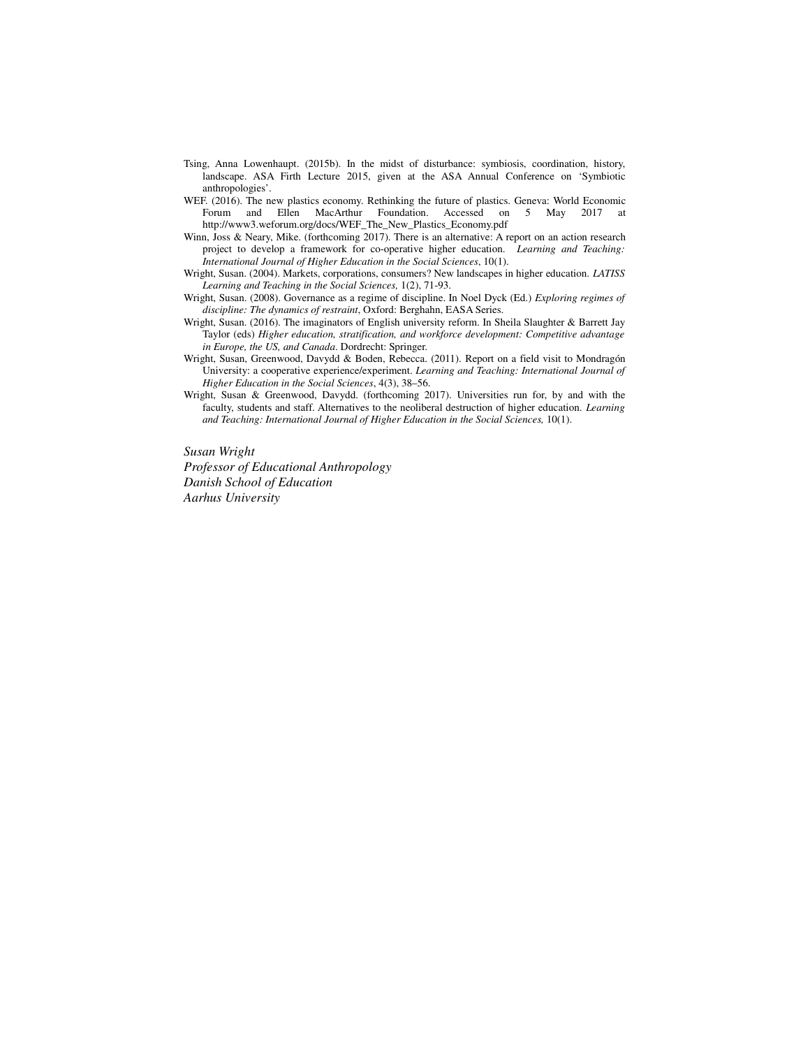Tsing, Anna Lowenhaupt. (2015b). In the midst of disturbance: symbiosis, coordination, history, landscape. ASA Firth Lecture 2015, given at the ASA Annual Conference on 'Symbiotic anthropologies'.

WEF. (2016). The new plastics economy. Rethinking the future of plastics. Geneva: World Economic Forum and Ellen MacArthur Foundation. Accessed on 5 May 2017 at http://www3.weforum.org/docs/WEF_The_New_Plastics_Economy.pdf

Winn, Joss & Neary, Mike. (forthcoming 2017). There is an alternative: A report on an action research project to develop a framework for co-operative higher education. *Learning and Teaching: International Journal of Higher Education in the Social Sciences*, 10(1).

Wright, Susan. (2004). Markets, corporations, consumers? New landscapes in higher education. *LATISS Learning and Teaching in the Social Sciences,* 1(2), 71-93.

Wright, Susan. (2008). Governance as a regime of discipline. In Noel Dyck (Ed.) *Exploring regimes of discipline: The dynamics of restraint*, Oxford: Berghahn, EASA Series.

Wright, Susan. (2016). The imaginators of English university reform. In Sheila Slaughter & Barrett Jay Taylor (eds) *Higher education, stratification, and workforce development: Competitive advantage in Europe, the US, and Canada*. Dordrecht: Springer.

Wright, Susan, Greenwood, Davydd & Boden, Rebecca. (2011). Report on a field visit to Mondragón University: a cooperative experience/experiment. *Learning and Teaching: International Journal of Higher Education in the Social Sciences*, 4(3), 38–56.

Wright, Susan & Greenwood, Davydd. (forthcoming 2017). Universities run for, by and with the faculty, students and staff. Alternatives to the neoliberal destruction of higher education. *Learning and Teaching: International Journal of Higher Education in the Social Sciences,* 10(1).

*Susan Wright*
*Professor of Educational Anthropology*
*Danish School of Education*
*Aarhus University*